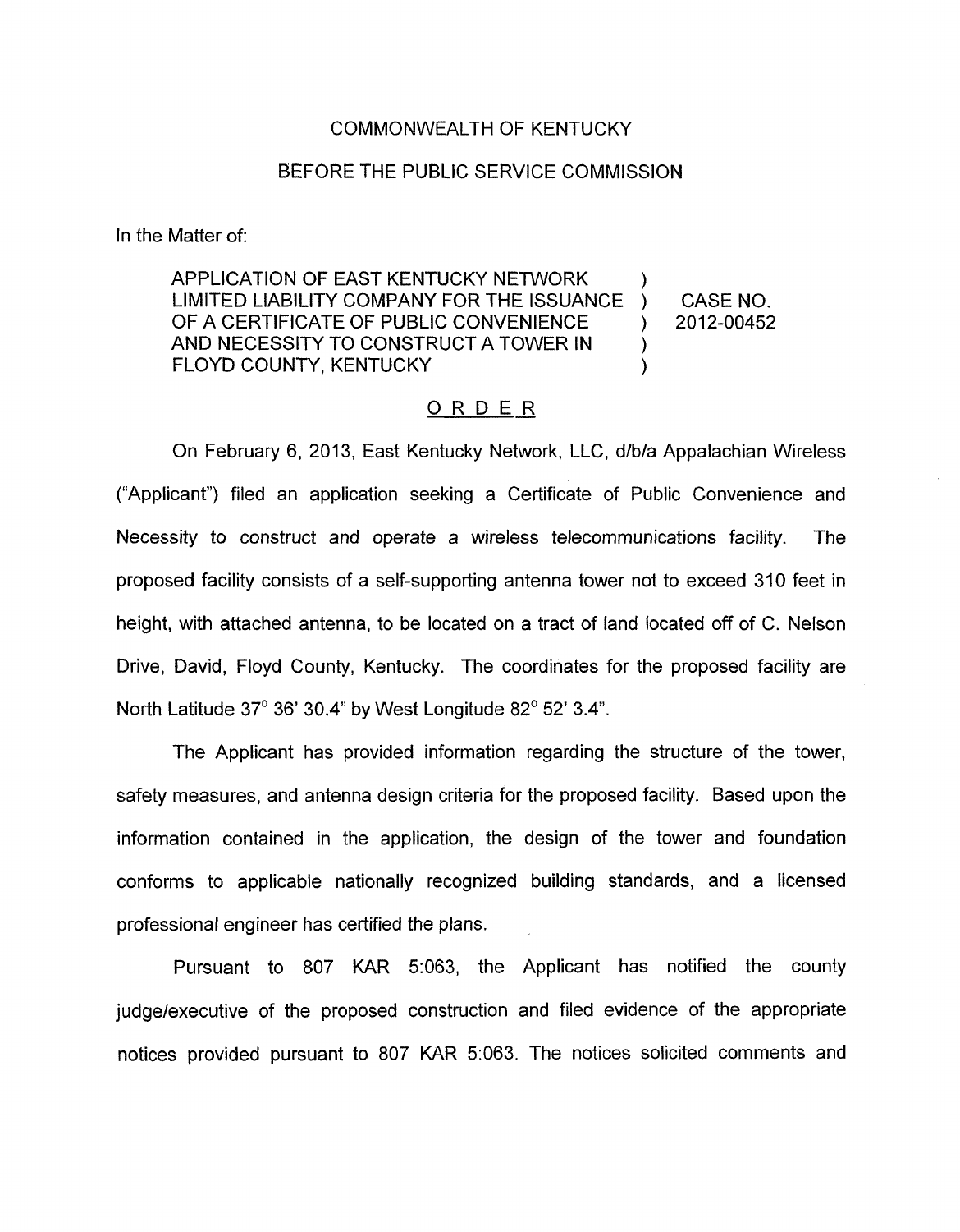COMMONWEALTH OF KENTUCKY

BEFORE THE PUBLIC SERVICE COMMISSION

In the Matter of:

| | | |
|---|---|---|
| APPLICATION OF EAST KENTUCKY NETWORK LIMITED LIABILITY COMPANY FOR THE ISSUANCE OF A CERTIFICATE OF PUBLIC CONVENIENCE AND NECESSITY TO CONSTRUCT A TOWER IN FLOYD COUNTY, KENTUCKY | ) | CASE NO. 2012-00452 |

## ORDER

On February 6, 2013, East Kentucky Network, LLC, d/b/a Appalachian Wireless ("Applicant") filed an application seeking a Certificate of Public Convenience and Necessity to construct and operate a wireless telecommunications facility. The proposed facility consists of a self-supporting antenna tower not to exceed 310 feet in height, with attached antenna, to be located on a tract of land located off of C. Nelson Drive, David, Floyd County, Kentucky. The coordinates for the proposed facility are North Latitude 37° 36' 30.4" by West Longitude 82° 52' 3.4".

The Applicant has provided information regarding the structure of the tower, safety measures, and antenna design criteria for the proposed facility. Based upon the information contained in the application, the design of the tower and foundation conforms to applicable nationally recognized building standards, and a licensed professional engineer has certified the plans.

Pursuant to 807 KAR 5:063, the Applicant has notified the county judge/executive of the proposed construction and filed evidence of the appropriate notices provided pursuant to 807 KAR 5:063. The notices solicited comments and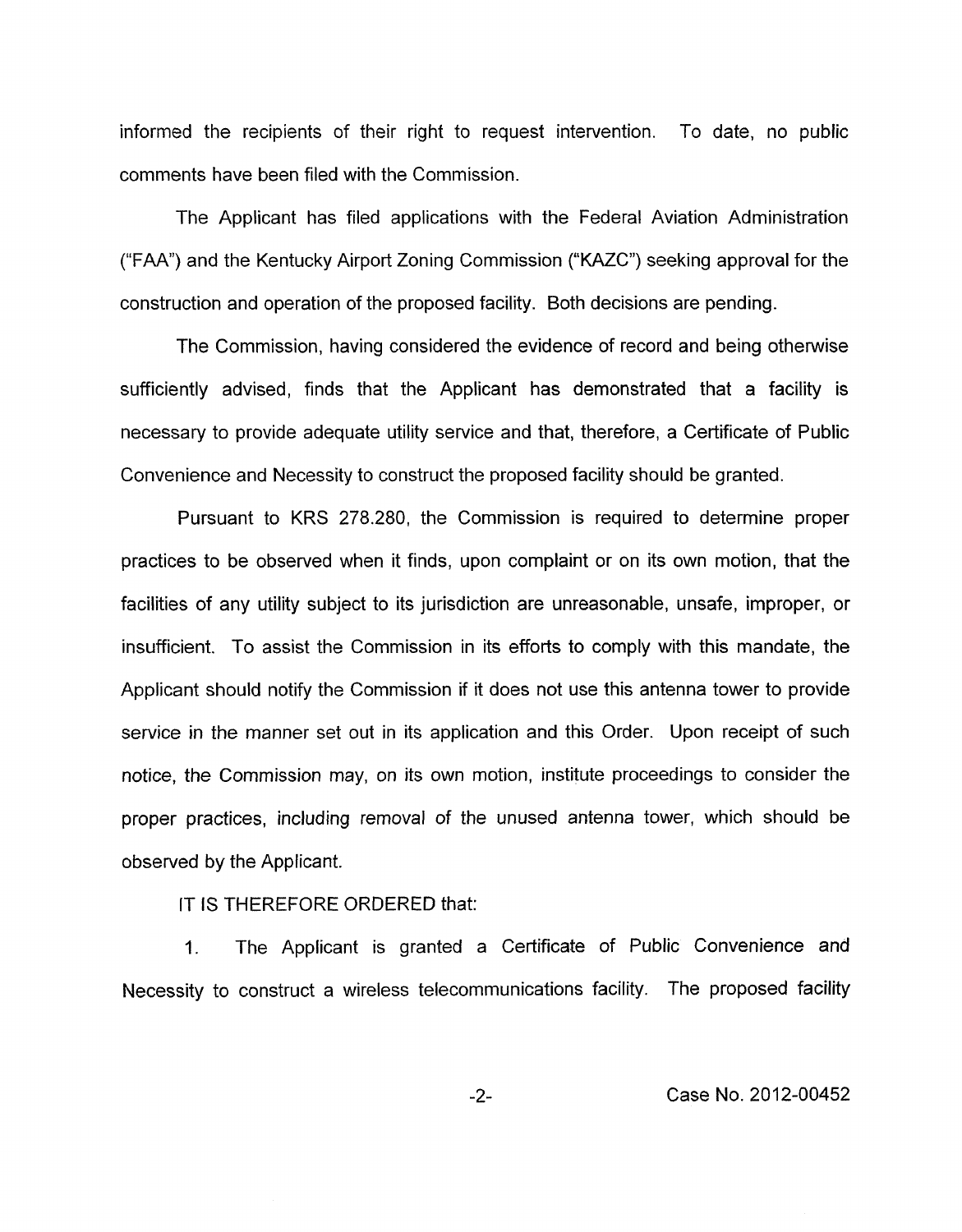informed the recipients of their right to request intervention. To date, no public comments have been filed with the Commission.

The Applicant has filed applications with the Federal Aviation Administration ("FAA") and the Kentucky Airport Zoning Commission ("KAZC") seeking approval for the construction and operation of the proposed facility. Both decisions are pending.

The Commission, having considered the evidence of record and being otherwise sufficiently advised, finds that the Applicant has demonstrated that a facility is necessary to provide adequate utility service and that, therefore, a Certificate of Public Convenience and Necessity to construct the proposed facility should be granted.

Pursuant to KRS 278.280, the Commission is required to determine proper practices to be observed when it finds, upon complaint or on its own motion, that the facilities of any utility subject to its jurisdiction are unreasonable, unsafe, improper, or insufficient. To assist the Commission in its efforts to comply with this mandate, the Applicant should notify the Commission if it does not use this antenna tower to provide service in the manner set out in its application and this Order. Upon receipt of such notice, the Commission may, on its own motion, institute proceedings to consider the proper practices, including removal of the unused antenna tower, which should be observed by the Applicant.

IT IS THEREFORE ORDERED that:

1. The Applicant is granted a Certificate of Public Convenience and Necessity to construct a wireless telecommunications facility. The proposed facility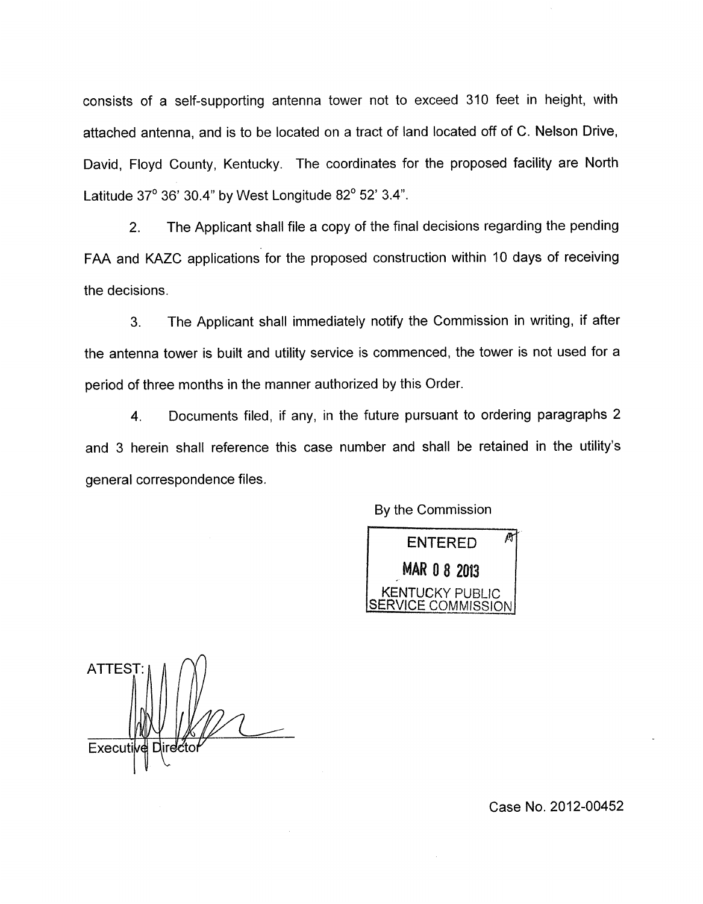consists of a self-supporting antenna tower not to exceed 310 feet in height, with attached antenna, and is to be located on a tract of land located off of C. Nelson Drive, David, Floyd County, Kentucky. The coordinates for the proposed facility are North Latitude 37° 36' 30.4" by West Longitude 82° 52' 3.4".

2. The Applicant shall file a copy of the final decisions regarding the pending FAA and KAZC applications for the proposed construction within 10 days of receiving the decisions.

3. The Applicant shall immediately notify the Commission in writing, if after the antenna tower is built and utility service is commenced, the tower is not used for a period of three months in the manner authorized by this Order.

4. Documents filed, if any, in the future pursuant to ordering paragraphs 2 and 3 herein shall reference this case number and shall be retained in the utility's general correspondence files.

By the Commission

ENTERED
MAR 08 2013
KENTUCKY PUBLIC SERVICE COMMISSION

ATTEST:

Executive Director

Case No. 2012-00452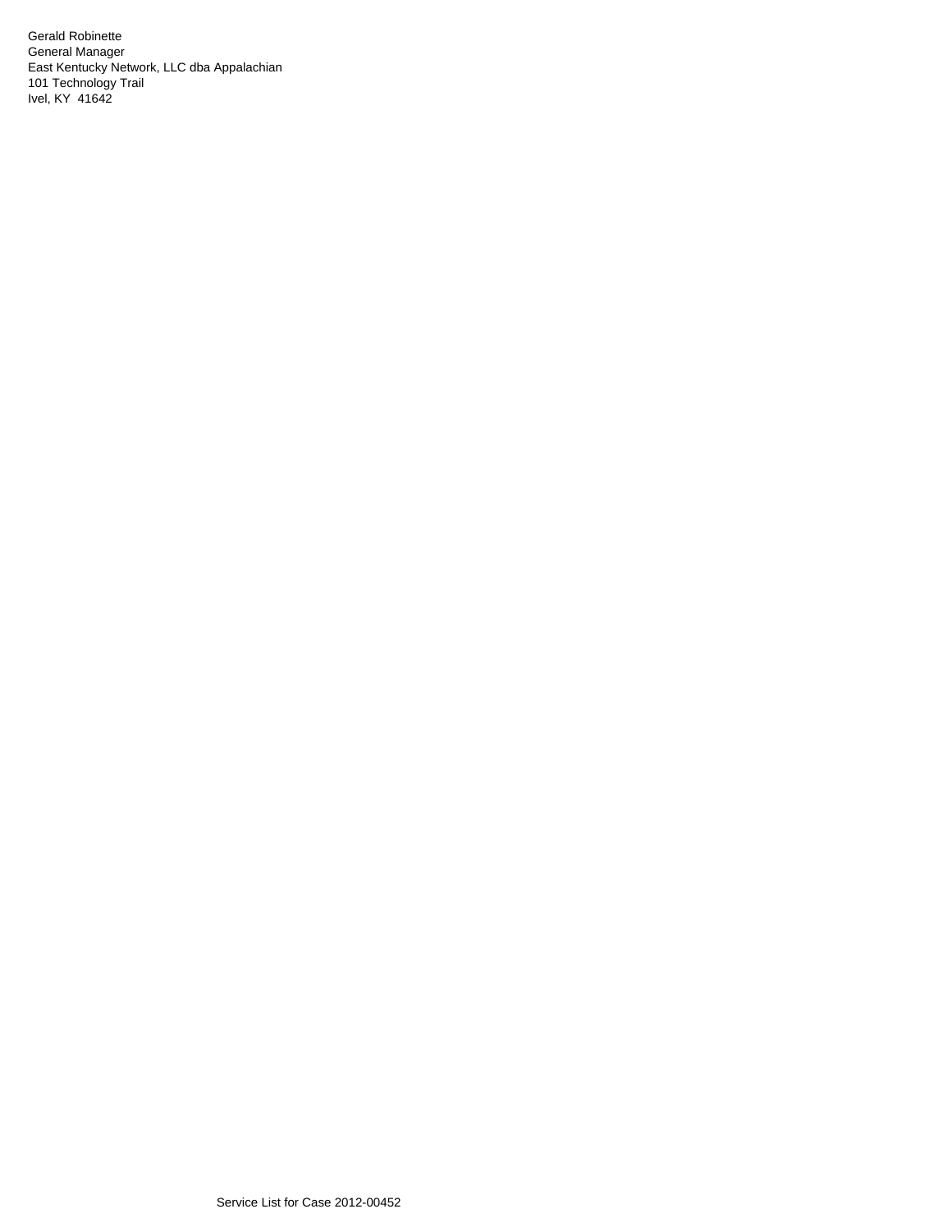Gerald Robinette
General Manager
East Kentucky Network, LLC dba Appalachian
101 Technology Trail
Ivel, KY  41642